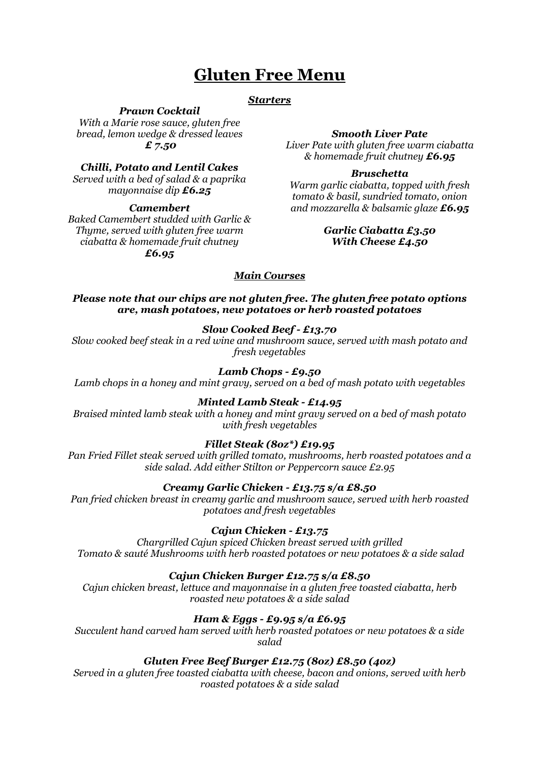# Gluten Free Menu

## *Starters*

***Prawn Cocktail***

*With a Marie rose sauce, gluten free bread, lemon wedge & dressed leaves*
***£ 7.50***

***Chilli, Potato and Lentil Cakes***

*Served with a bed of salad & a paprika mayonnaise dip* ***£6.25***

***Camembert***

*Baked Camembert studded with Garlic & Thyme, served with gluten free warm ciabatta & homemade fruit chutney*
***£6.95***

***Smooth Liver Pate***

*Liver Pate with gluten free warm ciabatta & homemade fruit chutney* ***£6.95***

***Bruschetta***

*Warm garlic ciabatta, topped with fresh tomato & basil, sundried tomato, onion and mozzarella & balsamic glaze* ***£6.95***

***Garlic Ciabatta £3.50***
***With Cheese £4.50***

## *Main Courses*

***Please note that our chips are not gluten free. The gluten free potato options are, mash potatoes, new potatoes or herb roasted potatoes***

***Slow Cooked Beef - £13.70***

*Slow cooked beef steak in a red wine and mushroom sauce, served with mash potato and fresh vegetables*

***Lamb Chops - £9.50***

*Lamb chops in a honey and mint gravy, served on a bed of mash potato with vegetables*

***Minted Lamb Steak - £14.95***

*Braised minted lamb steak with a honey and mint gravy served on a bed of mash potato with fresh vegetables*

***Fillet Steak (8oz\*) £19.95***

*Pan Fried Fillet steak served with grilled tomato, mushrooms, herb roasted potatoes and a side salad. Add either Stilton or Peppercorn sauce £2.95*

***Creamy Garlic Chicken - £13.75 s/a £8.50***

*Pan fried chicken breast in creamy garlic and mushroom sauce, served with herb roasted potatoes and fresh vegetables*

***Cajun Chicken - £13.75***

*Chargrilled Cajun spiced Chicken breast served with grilled Tomato & sauté Mushrooms with herb roasted potatoes or new potatoes & a side salad*

***Cajun Chicken Burger £12.75 s/a £8.50***

*Cajun chicken breast, lettuce and mayonnaise in a gluten free toasted ciabatta, herb roasted new potatoes & a side salad*

***Ham & Eggs - £9.95 s/a £6.95***

*Succulent hand carved ham served with herb roasted potatoes or new potatoes & a side salad*

***Gluten Free Beef Burger £12.75 (8oz) £8.50 (4oz)***

*Served in a gluten free toasted ciabatta with cheese, bacon and onions, served with herb roasted potatoes & a side salad*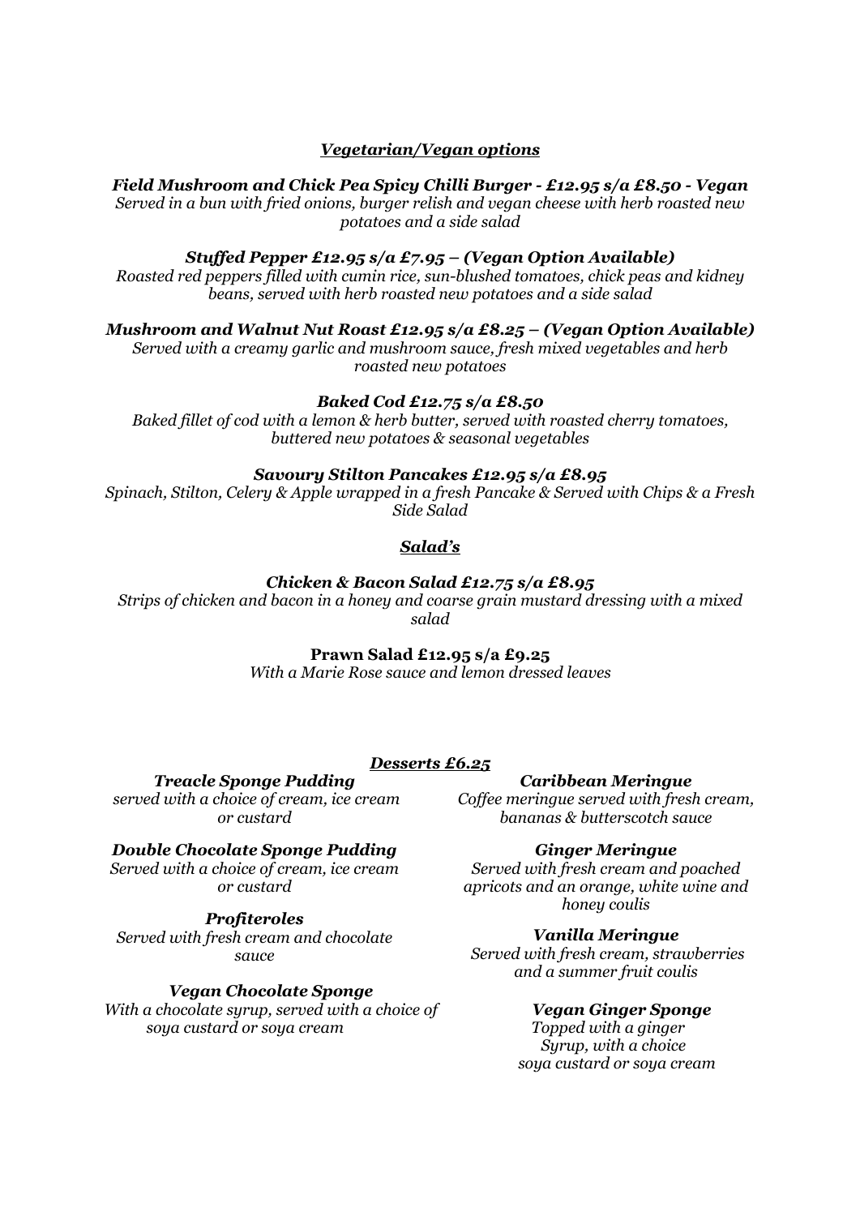## *Vegetarian/Vegan options*

### *Field Mushroom and Chick Pea Spicy Chilli Burger - £12.95 s/a £8.50 - Vegan*

*Served in a bun with fried onions, burger relish and vegan cheese with herb roasted new potatoes and a side salad*

### *Stuffed Pepper £12.95 s/a £7.95 – (Vegan Option Available)*

*Roasted red peppers filled with cumin rice, sun-blushed tomatoes, chick peas and kidney beans, served with herb roasted new potatoes and a side salad*

### *Mushroom and Walnut Nut Roast £12.95 s/a £8.25 – (Vegan Option Available)*

*Served with a creamy garlic and mushroom sauce, fresh mixed vegetables and herb roasted new potatoes*

### *Baked Cod £12.75 s/a £8.50*

*Baked fillet of cod with a lemon & herb butter, served with roasted cherry tomatoes, buttered new potatoes & seasonal vegetables*

### *Savoury Stilton Pancakes £12.95 s/a £8.95*

*Spinach, Stilton, Celery & Apple wrapped in a fresh Pancake & Served with Chips & a Fresh Side Salad*

## *Salad's*

### *Chicken & Bacon Salad £12.75 s/a £8.95*

*Strips of chicken and bacon in a honey and coarse grain mustard dressing with a mixed salad*

### **Prawn Salad £12.95 s/a £9.25**

*With a Marie Rose sauce and lemon dressed leaves*

## *Desserts £6.25*

### *Treacle Sponge Pudding*

*served with a choice of cream, ice cream or custard*

### *Double Chocolate Sponge Pudding*

*Served with a choice of cream, ice cream or custard*

### *Profiteroles*

*Served with fresh cream and chocolate sauce*

### *Vegan Chocolate Sponge*

*With a chocolate syrup, served with a choice of soya custard or soya cream*

### *Caribbean Meringue*

*Coffee meringue served with fresh cream, bananas & butterscotch sauce*

### *Ginger Meringue*

*Served with fresh cream and poached apricots and an orange, white wine and honey coulis*

### *Vanilla Meringue*

*Served with fresh cream, strawberries and a summer fruit coulis*

### *Vegan Ginger Sponge*

*Topped with a ginger Syrup, with a choice soya custard or soya cream*